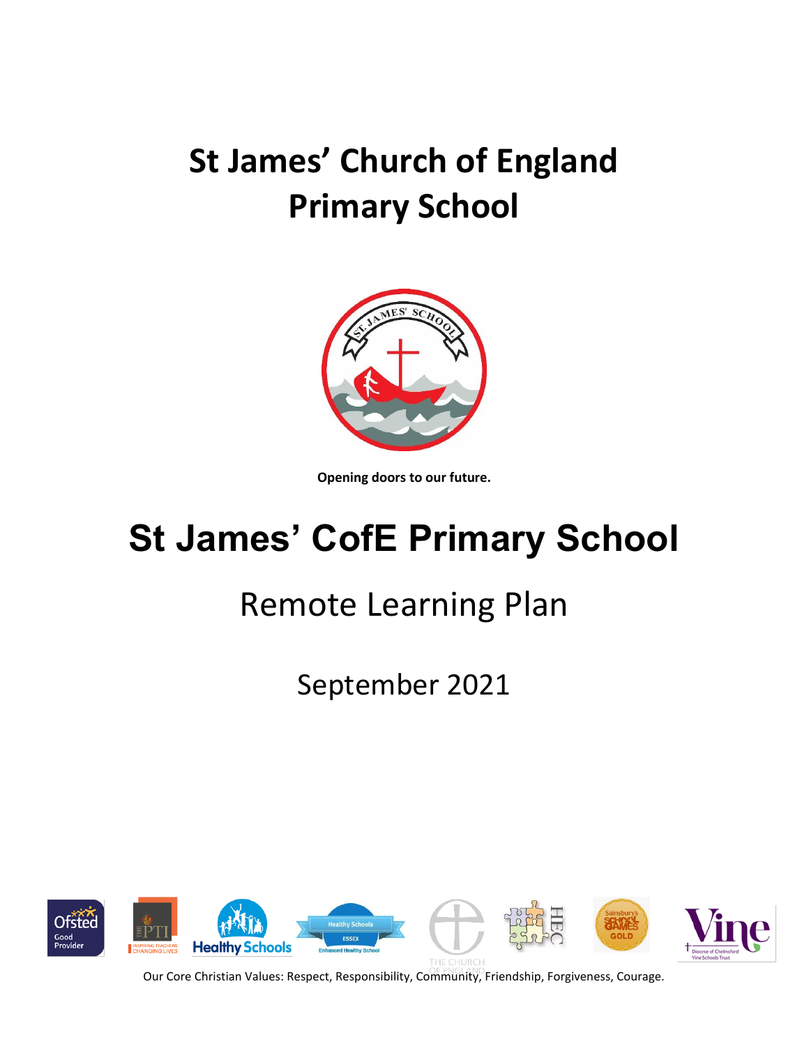# St James' Church of England Primary School

Opening doors to our future.

# St James' CofE Primary School

## Remote Learning Plan

September 2021

Our Core Christian Values: Respect, Responsibility, Community, Friendship, Forgiveness, Courage.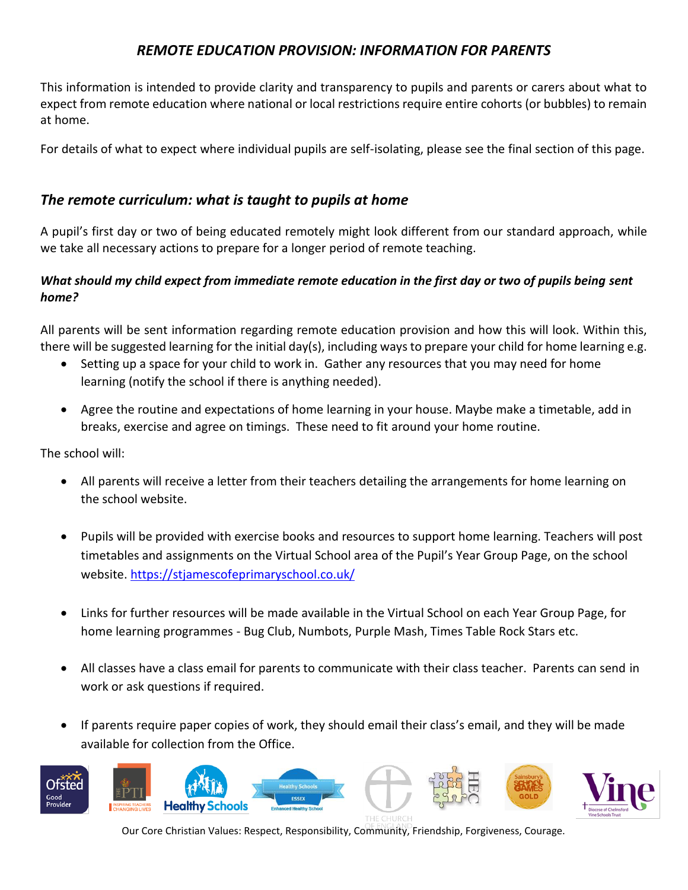# *REMOTE EDUCATION PROVISION: INFORMATION FOR PARENTS*

This information is intended to provide clarity and transparency to pupils and parents or carers about what to expect from remote education where national or local restrictions require entire cohorts (or bubbles) to remain at home.

For details of what to expect where individual pupils are self-isolating, please see the final section of this page.

## *The remote curriculum: what is taught to pupils at home*

A pupil's first day or two of being educated remotely might look different from our standard approach, while we take all necessary actions to prepare for a longer period of remote teaching.

### *What should my child expect from immediate remote education in the first day or two of pupils being sent home?*

All parents will be sent information regarding remote education provision and how this will look. Within this, there will be suggested learning for the initial day(s), including ways to prepare your child for home learning e.g.

- Setting up a space for your child to work in. Gather any resources that you may need for home learning (notify the school if there is anything needed).
- Agree the routine and expectations of home learning in your house. Maybe make a timetable, add in breaks, exercise and agree on timings. These need to fit around your home routine.

The school will:

- All parents will receive a letter from their teachers detailing the arrangements for home learning on the school website.
- Pupils will be provided with exercise books and resources to support home learning. Teachers will post timetables and assignments on the Virtual School area of the Pupil's Year Group Page, on the school website. https://stjamescofeprimaryschool.co.uk/
- Links for further resources will be made available in the Virtual School on each Year Group Page, for home learning programmes - Bug Club, Numbots, Purple Mash, Times Table Rock Stars etc.
- All classes have a class email for parents to communicate with their class teacher. Parents can send in work or ask questions if required.
- If parents require paper copies of work, they should email their class's email, and they will be made available for collection from the Office.

Our Core Christian Values: Respect, Responsibility, Community, Friendship, Forgiveness, Courage.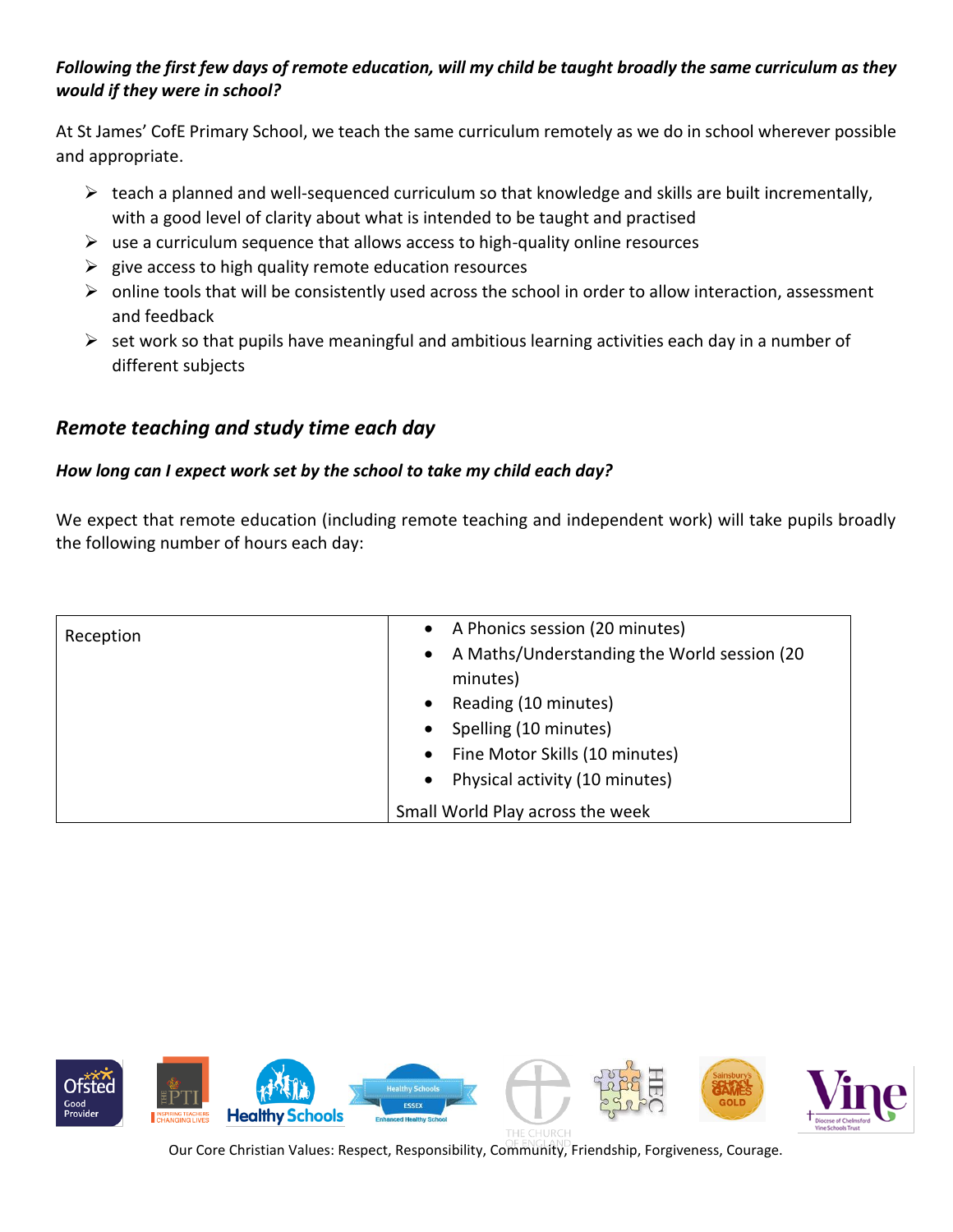***Following the first few days of remote education, will my child be taught broadly the same curriculum as they would if they were in school?***

At St James' CofE Primary School, we teach the same curriculum remotely as we do in school wherever possible and appropriate.

- teach a planned and well-sequenced curriculum so that knowledge and skills are built incrementally, with a good level of clarity about what is intended to be taught and practised
- use a curriculum sequence that allows access to high-quality online resources
- give access to high quality remote education resources
- online tools that will be consistently used across the school in order to allow interaction, assessment and feedback
- set work so that pupils have meaningful and ambitious learning activities each day in a number of different subjects

## *Remote teaching and study time each day*

***How long can I expect work set by the school to take my child each day?***

We expect that remote education (including remote teaching and independent work) will take pupils broadly the following number of hours each day:

| | |
|---|---|
| Reception | • A Phonics session (20 minutes)<br>• A Maths/Understanding the World session (20 minutes)<br>• Reading (10 minutes)<br>• Spelling (10 minutes)<br>• Fine Motor Skills (10 minutes)<br>• Physical activity (10 minutes)<br>Small World Play across the week |

Our Core Christian Values: Respect, Responsibility, Community, Friendship, Forgiveness, Courage.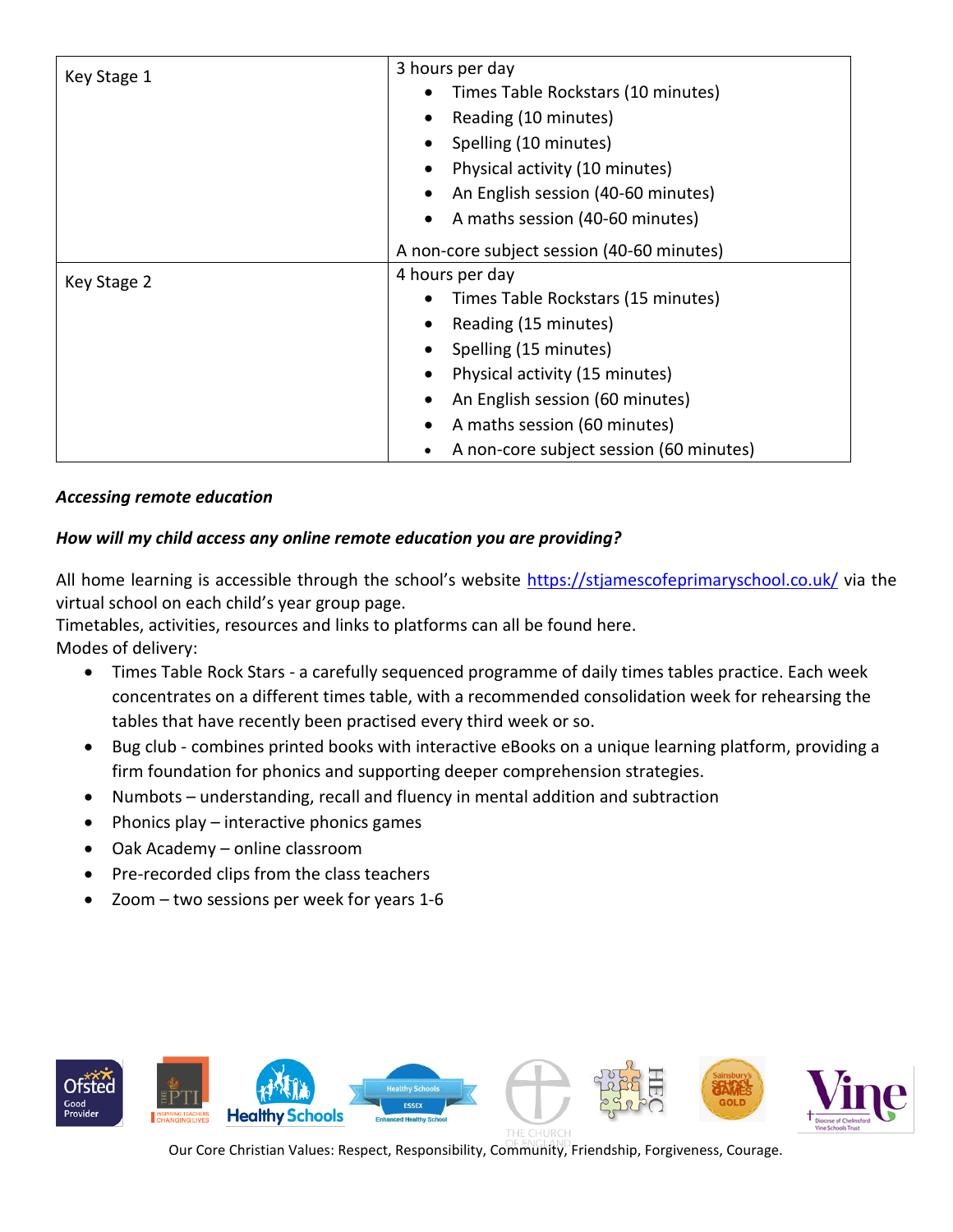| Key Stage 1 | 3 hours per day<br>• Times Table Rockstars (10 minutes)<br>• Reading (10 minutes)<br>• Spelling (10 minutes)<br>• Physical activity (10 minutes)<br>• An English session (40-60 minutes)<br>• A maths session (40-60 minutes)<br>A non-core subject session (40-60 minutes) |
|---|---|
| Key Stage 2 | 4 hours per day<br>• Times Table Rockstars (15 minutes)<br>• Reading (15 minutes)<br>• Spelling (15 minutes)<br>• Physical activity (15 minutes)<br>• An English session (60 minutes)<br>• A maths session (60 minutes)<br>• A non-core subject session (60 minutes) |

***Accessing remote education***

***How will my child access any online remote education you are providing?***

All home learning is accessible through the school's website https://stjamescofeprimaryschool.co.uk/ via the virtual school on each child's year group page.
Timetables, activities, resources and links to platforms can all be found here.
Modes of delivery:

- Times Table Rock Stars - a carefully sequenced programme of daily times tables practice. Each week concentrates on a different times table, with a recommended consolidation week for rehearsing the tables that have recently been practised every third week or so.
- Bug club - combines printed books with interactive eBooks on a unique learning platform, providing a firm foundation for phonics and supporting deeper comprehension strategies.
- Numbots – understanding, recall and fluency in mental addition and subtraction
- Phonics play – interactive phonics games
- Oak Academy – online classroom
- Pre-recorded clips from the class teachers
- Zoom – two sessions per week for years 1-6

Our Core Christian Values: Respect, Responsibility, Community, Friendship, Forgiveness, Courage.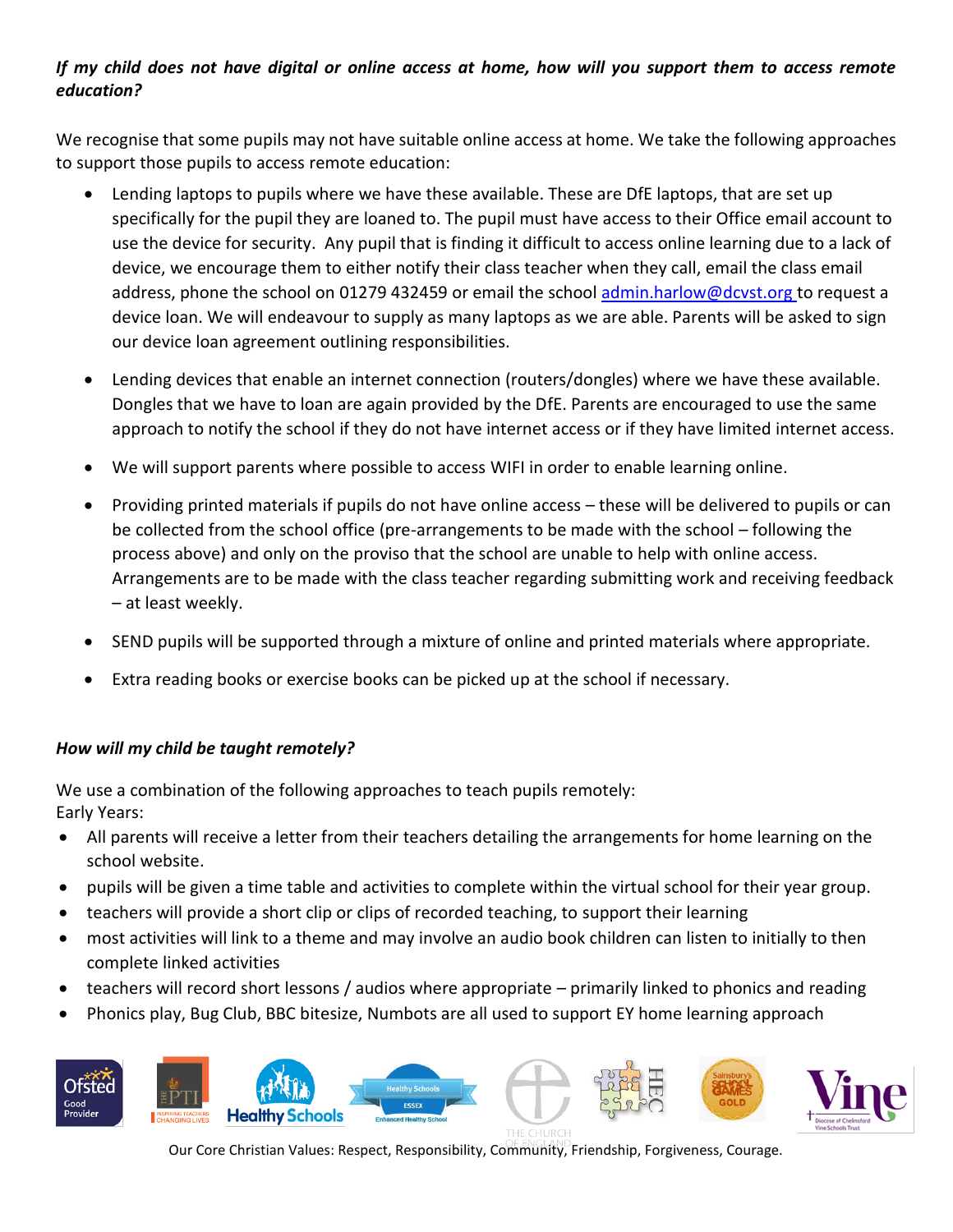***If my child does not have digital or online access at home, how will you support them to access remote education?***

We recognise that some pupils may not have suitable online access at home. We take the following approaches to support those pupils to access remote education:

- Lending laptops to pupils where we have these available. These are DfE laptops, that are set up specifically for the pupil they are loaned to. The pupil must have access to their Office email account to use the device for security. Any pupil that is finding it difficult to access online learning due to a lack of device, we encourage them to either notify their class teacher when they call, email the class email address, phone the school on 01279 432459 or email the school admin.harlow@dcvst.org to request a device loan. We will endeavour to supply as many laptops as we are able. Parents will be asked to sign our device loan agreement outlining responsibilities.

- Lending devices that enable an internet connection (routers/dongles) where we have these available. Dongles that we have to loan are again provided by the DfE. Parents are encouraged to use the same approach to notify the school if they do not have internet access or if they have limited internet access.

- We will support parents where possible to access WIFI in order to enable learning online.

- Providing printed materials if pupils do not have online access – these will be delivered to pupils or can be collected from the school office (pre-arrangements to be made with the school – following the process above) and only on the proviso that the school are unable to help with online access. Arrangements are to be made with the class teacher regarding submitting work and receiving feedback – at least weekly.

- SEND pupils will be supported through a mixture of online and printed materials where appropriate.

- Extra reading books or exercise books can be picked up at the school if necessary.

***How will my child be taught remotely?***

We use a combination of the following approaches to teach pupils remotely:
Early Years:

- All parents will receive a letter from their teachers detailing the arrangements for home learning on the school website.
- pupils will be given a time table and activities to complete within the virtual school for their year group.
- teachers will provide a short clip or clips of recorded teaching, to support their learning
- most activities will link to a theme and may involve an audio book children can listen to initially to then complete linked activities
- teachers will record short lessons / audios where appropriate – primarily linked to phonics and reading
- Phonics play, Bug Club, BBC bitesize, Numbots are all used to support EY home learning approach

Our Core Christian Values: Respect, Responsibility, Community, Friendship, Forgiveness, Courage.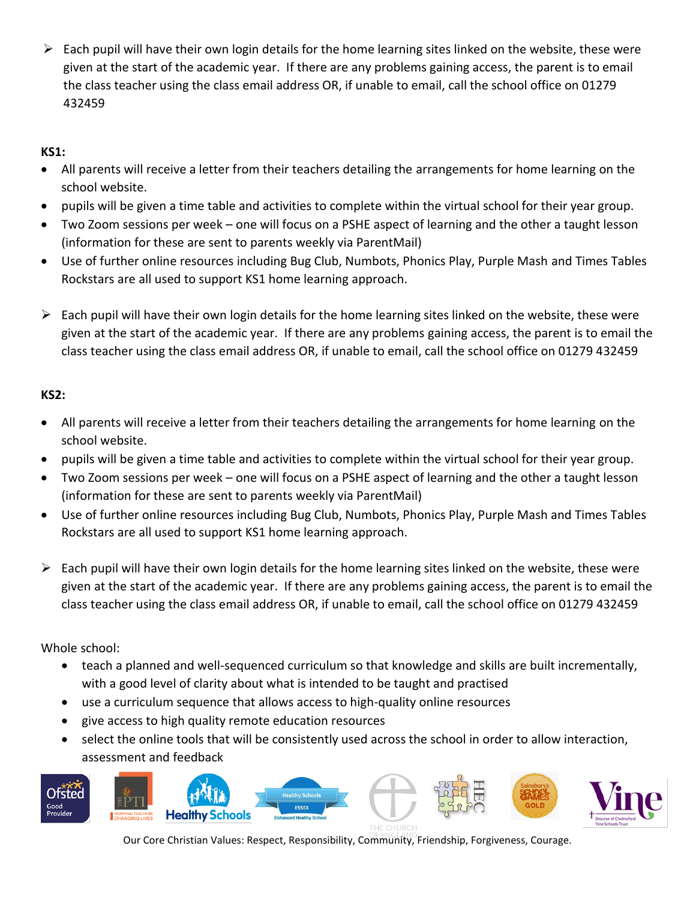- ➢ Each pupil will have their own login details for the home learning sites linked on the website, these were given at the start of the academic year. If there are any problems gaining access, the parent is to email the class teacher using the class email address OR, if unable to email, call the school office on 01279 432459

**KS1:**

- All parents will receive a letter from their teachers detailing the arrangements for home learning on the school website.
- pupils will be given a time table and activities to complete within the virtual school for their year group.
- Two Zoom sessions per week – one will focus on a PSHE aspect of learning and the other a taught lesson (information for these are sent to parents weekly via ParentMail)
- Use of further online resources including Bug Club, Numbots, Phonics Play, Purple Mash and Times Tables Rockstars are all used to support KS1 home learning approach.

- ➢ Each pupil will have their own login details for the home learning sites linked on the website, these were given at the start of the academic year. If there are any problems gaining access, the parent is to email the class teacher using the class email address OR, if unable to email, call the school office on 01279 432459

**KS2:**

- All parents will receive a letter from their teachers detailing the arrangements for home learning on the school website.
- pupils will be given a time table and activities to complete within the virtual school for their year group.
- Two Zoom sessions per week – one will focus on a PSHE aspect of learning and the other a taught lesson (information for these are sent to parents weekly via ParentMail)
- Use of further online resources including Bug Club, Numbots, Phonics Play, Purple Mash and Times Tables Rockstars are all used to support KS1 home learning approach.

- ➢ Each pupil will have their own login details for the home learning sites linked on the website, these were given at the start of the academic year. If there are any problems gaining access, the parent is to email the class teacher using the class email address OR, if unable to email, call the school office on 01279 432459

Whole school:

- teach a planned and well-sequenced curriculum so that knowledge and skills are built incrementally, with a good level of clarity about what is intended to be taught and practised
- use a curriculum sequence that allows access to high-quality online resources
- give access to high quality remote education resources
- select the online tools that will be consistently used across the school in order to allow interaction, assessment and feedback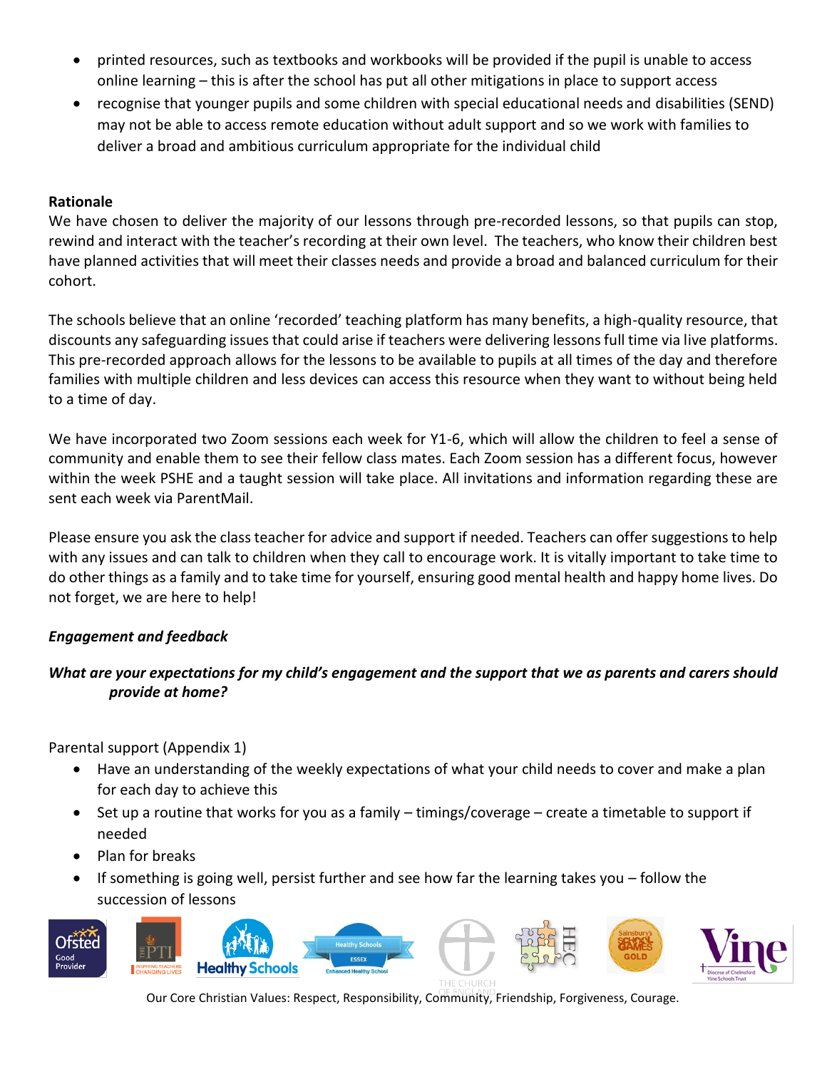- printed resources, such as textbooks and workbooks will be provided if the pupil is unable to access online learning – this is after the school has put all other mitigations in place to support access
- recognise that younger pupils and some children with special educational needs and disabilities (SEND) may not be able to access remote education without adult support and so we work with families to deliver a broad and ambitious curriculum appropriate for the individual child

**Rationale**

We have chosen to deliver the majority of our lessons through pre-recorded lessons, so that pupils can stop, rewind and interact with the teacher's recording at their own level. The teachers, who know their children best have planned activities that will meet their classes needs and provide a broad and balanced curriculum for their cohort.

The schools believe that an online 'recorded' teaching platform has many benefits, a high-quality resource, that discounts any safeguarding issues that could arise if teachers were delivering lessons full time via live platforms. This pre-recorded approach allows for the lessons to be available to pupils at all times of the day and therefore families with multiple children and less devices can access this resource when they want to without being held to a time of day.

We have incorporated two Zoom sessions each week for Y1-6, which will allow the children to feel a sense of community and enable them to see their fellow class mates. Each Zoom session has a different focus, however within the week PSHE and a taught session will take place. All invitations and information regarding these are sent each week via ParentMail.

Please ensure you ask the class teacher for advice and support if needed. Teachers can offer suggestions to help with any issues and can talk to children when they call to encourage work. It is vitally important to take time to do other things as a family and to take time for yourself, ensuring good mental health and happy home lives. Do not forget, we are here to help!

***Engagement and feedback***

***What are your expectations for my child's engagement and the support that we as parents and carers should provide at home?***

Parental support (Appendix 1)

- Have an understanding of the weekly expectations of what your child needs to cover and make a plan for each day to achieve this
- Set up a routine that works for you as a family – timings/coverage – create a timetable to support if needed
- Plan for breaks
- If something is going well, persist further and see how far the learning takes you – follow the succession of lessons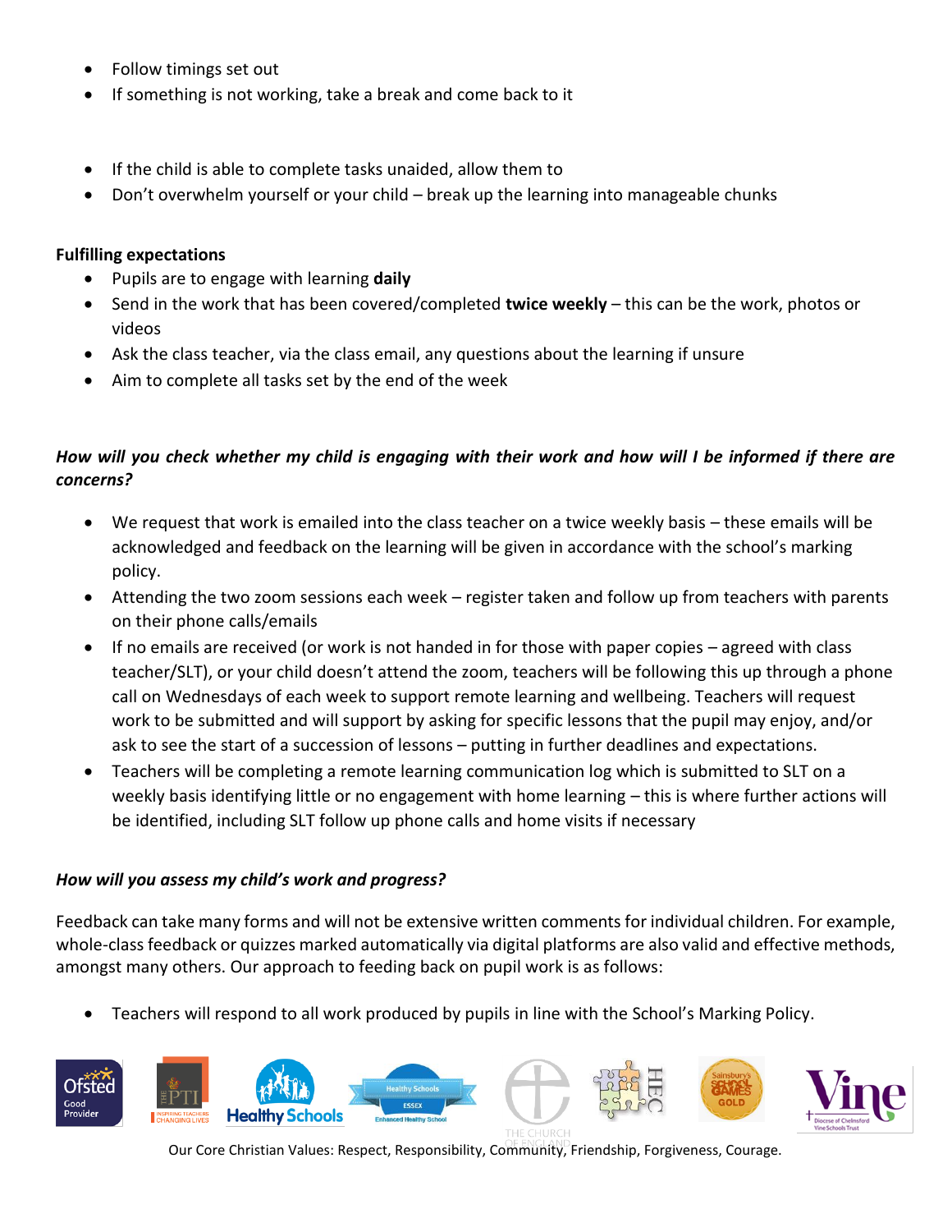- Follow timings set out
- If something is not working, take a break and come back to it

- If the child is able to complete tasks unaided, allow them to
- Don't overwhelm yourself or your child – break up the learning into manageable chunks

**Fulfilling expectations**

- Pupils are to engage with learning **daily**
- Send in the work that has been covered/completed **twice weekly** – this can be the work, photos or videos
- Ask the class teacher, via the class email, any questions about the learning if unsure
- Aim to complete all tasks set by the end of the week

***How will you check whether my child is engaging with their work and how will I be informed if there are concerns?***

- We request that work is emailed into the class teacher on a twice weekly basis – these emails will be acknowledged and feedback on the learning will be given in accordance with the school's marking policy.
- Attending the two zoom sessions each week – register taken and follow up from teachers with parents on their phone calls/emails
- If no emails are received (or work is not handed in for those with paper copies – agreed with class teacher/SLT), or your child doesn't attend the zoom, teachers will be following this up through a phone call on Wednesdays of each week to support remote learning and wellbeing. Teachers will request work to be submitted and will support by asking for specific lessons that the pupil may enjoy, and/or ask to see the start of a succession of lessons – putting in further deadlines and expectations.
- Teachers will be completing a remote learning communication log which is submitted to SLT on a weekly basis identifying little or no engagement with home learning – this is where further actions will be identified, including SLT follow up phone calls and home visits if necessary

***How will you assess my child's work and progress?***

Feedback can take many forms and will not be extensive written comments for individual children. For example, whole-class feedback or quizzes marked automatically via digital platforms are also valid and effective methods, amongst many others. Our approach to feeding back on pupil work is as follows:

- Teachers will respond to all work produced by pupils in line with the School's Marking Policy.

Our Core Christian Values: Respect, Responsibility, Community, Friendship, Forgiveness, Courage.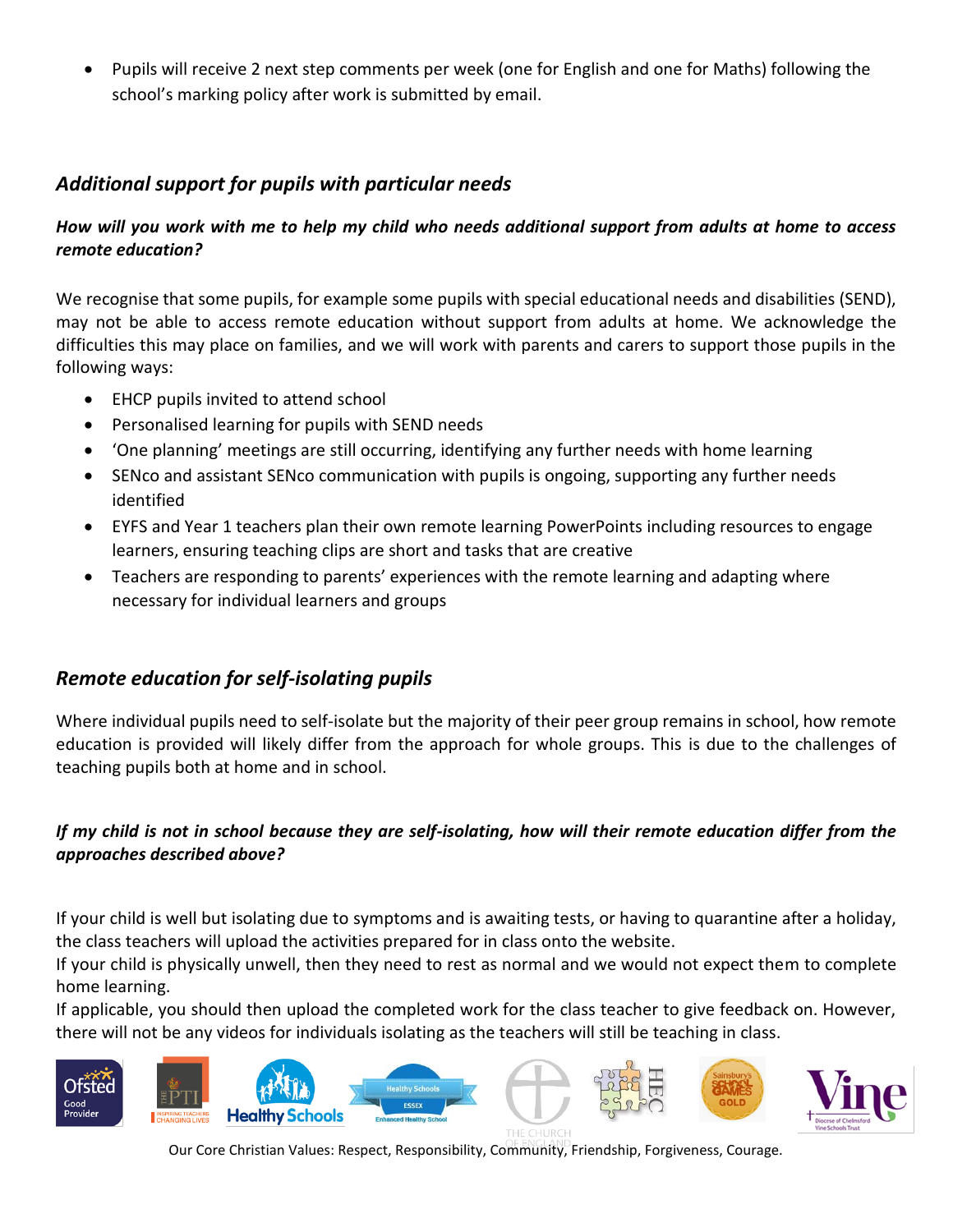- Pupils will receive 2 next step comments per week (one for English and one for Maths) following the school's marking policy after work is submitted by email.

## *Additional support for pupils with particular needs*

***How will you work with me to help my child who needs additional support from adults at home to access remote education?***

We recognise that some pupils, for example some pupils with special educational needs and disabilities (SEND), may not be able to access remote education without support from adults at home. We acknowledge the difficulties this may place on families, and we will work with parents and carers to support those pupils in the following ways:

- EHCP pupils invited to attend school
- Personalised learning for pupils with SEND needs
- 'One planning' meetings are still occurring, identifying any further needs with home learning
- SENco and assistant SENco communication with pupils is ongoing, supporting any further needs identified
- EYFS and Year 1 teachers plan their own remote learning PowerPoints including resources to engage learners, ensuring teaching clips are short and tasks that are creative
- Teachers are responding to parents' experiences with the remote learning and adapting where necessary for individual learners and groups

## *Remote education for self-isolating pupils*

Where individual pupils need to self-isolate but the majority of their peer group remains in school, how remote education is provided will likely differ from the approach for whole groups. This is due to the challenges of teaching pupils both at home and in school.

***If my child is not in school because they are self-isolating, how will their remote education differ from the approaches described above?***

If your child is well but isolating due to symptoms and is awaiting tests, or having to quarantine after a holiday, the class teachers will upload the activities prepared for in class onto the website.
If your child is physically unwell, then they need to rest as normal and we would not expect them to complete home learning.
If applicable, you should then upload the completed work for the class teacher to give feedback on. However, there will not be any videos for individuals isolating as the teachers will still be teaching in class.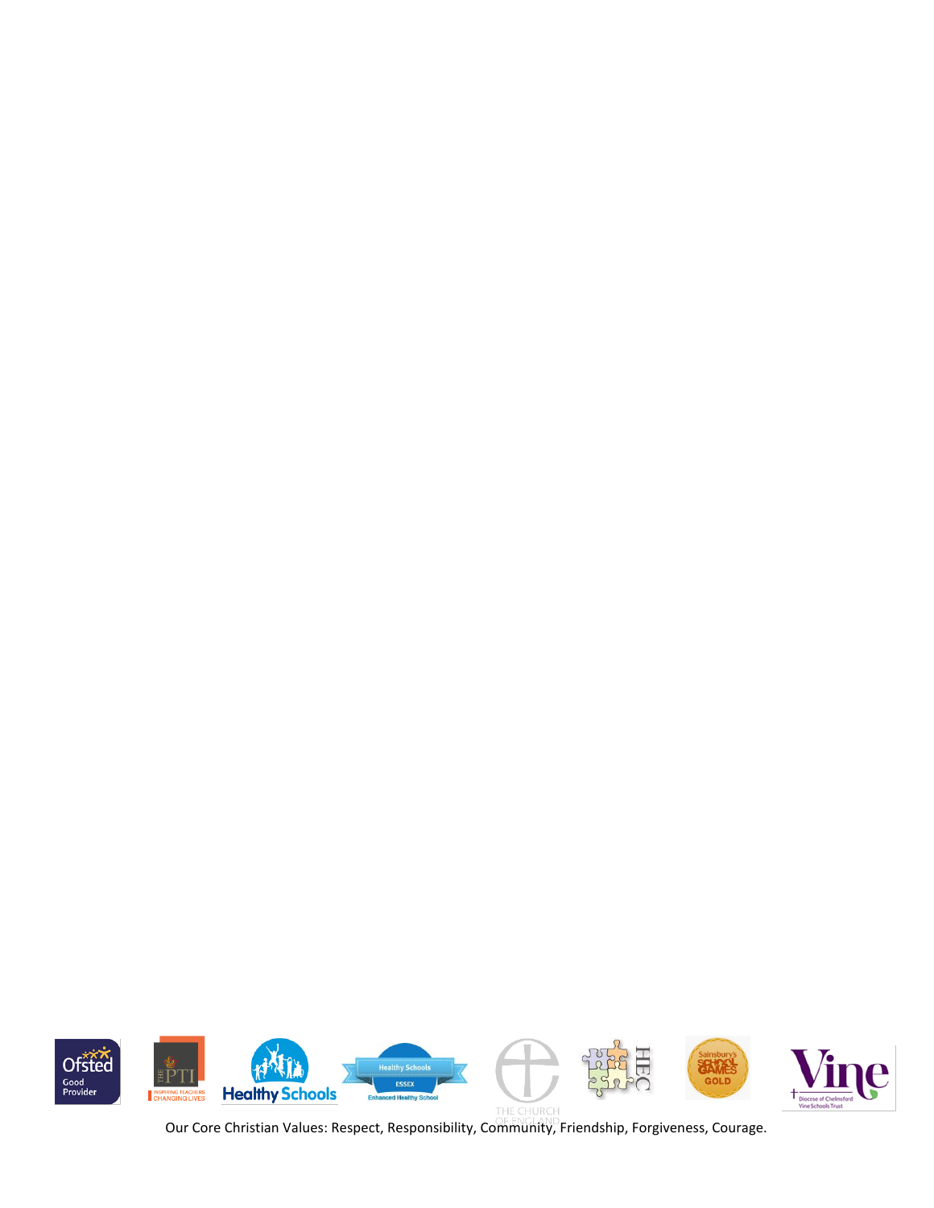Our Core Christian Values: Respect, Responsibility, Community, Friendship, Forgiveness, Courage.